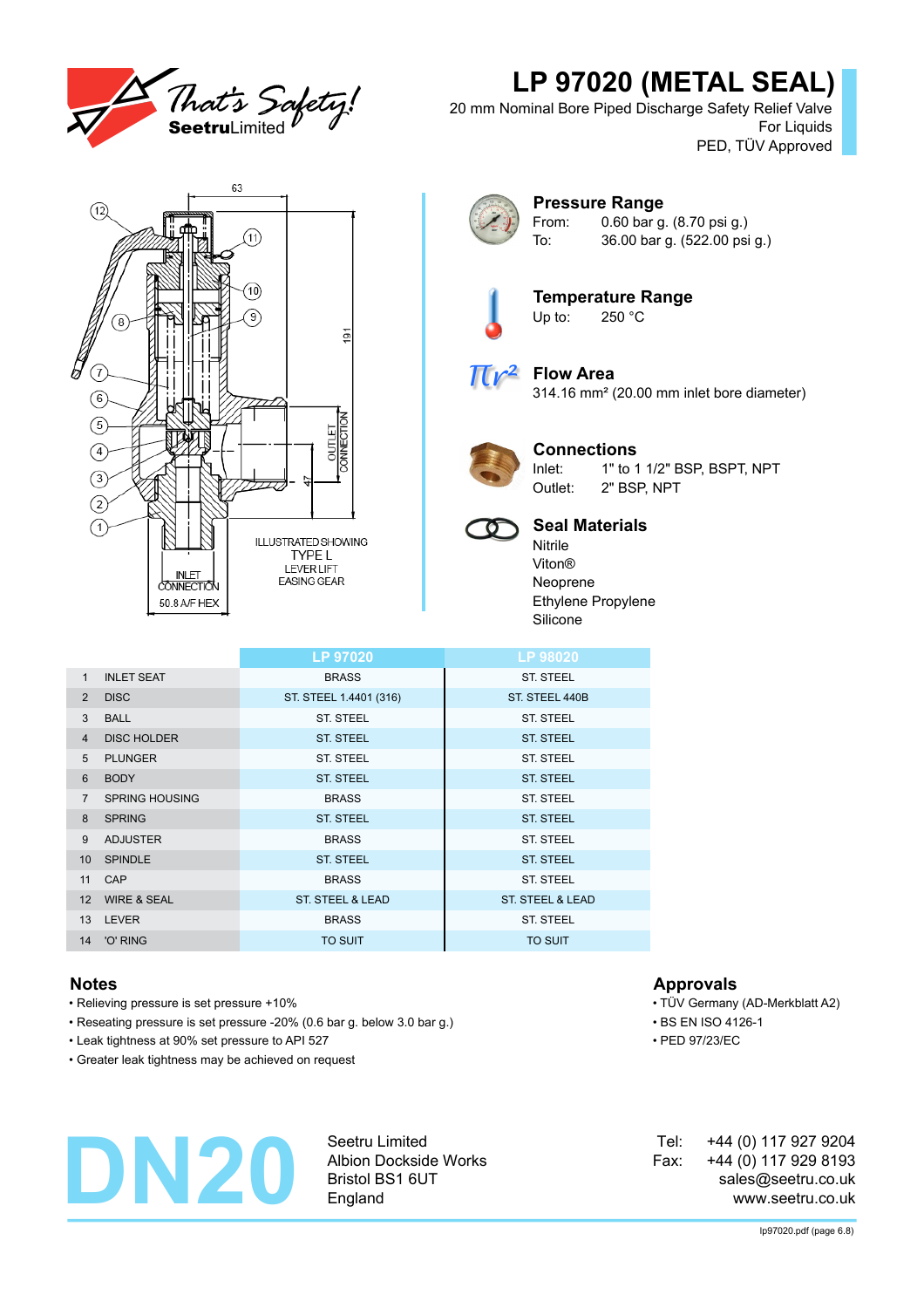# LP 97020 (METAL SEAL)

20 mm Nominal Bore Piped Discharge Safety Relief Valve
For Liquids
PED, TÜV Approved

ILLUSTRATED SHOWING TYPE L LEVER LIFT EASING GEAR

INLET CONNECTION 50.8 A/F HEX

OUTLET CONNECTION

## Pressure Range

From: 0.60 bar g. (8.70 psi g.)
To: 36.00 bar g. (522.00 psi g.)

## Temperature Range

Up to: 250 °C

## Flow Area

314.16 mm² (20.00 mm inlet bore diameter)

## Connections

Inlet: 1" to 1 1/2" BSP, BSPT, NPT
Outlet: 2" BSP, NPT

## Seal Materials

Nitrile
Viton®
Neoprene
Ethylene Propylene
Silicone

| | | LP 97020 | LP 98020 |
|---|---|---|---|
| 1 | INLET SEAT | BRASS | ST. STEEL |
| 2 | DISC | ST. STEEL 1.4401 (316) | ST. STEEL 440B |
| 3 | BALL | ST. STEEL | ST. STEEL |
| 4 | DISC HOLDER | ST. STEEL | ST. STEEL |
| 5 | PLUNGER | ST. STEEL | ST. STEEL |
| 6 | BODY | ST. STEEL | ST. STEEL |
| 7 | SPRING HOUSING | BRASS | ST. STEEL |
| 8 | SPRING | ST. STEEL | ST. STEEL |
| 9 | ADJUSTER | BRASS | ST. STEEL |
| 10 | SPINDLE | ST. STEEL | ST. STEEL |
| 11 | CAP | BRASS | ST. STEEL |
| 12 | WIRE & SEAL | ST. STEEL & LEAD | ST. STEEL & LEAD |
| 13 | LEVER | BRASS | ST. STEEL |
| 14 | 'O' RING | TO SUIT | TO SUIT |

## Notes

- Relieving pressure is set pressure +10%
- Reseating pressure is set pressure -20% (0.6 bar g. below 3.0 bar g.)
- Leak tightness at 90% set pressure to API 527
- Greater leak tightness may be achieved on request

## Approvals

- TÜV Germany (AD-Merkblatt A2)
- BS EN ISO 4126-1
- PED 97/23/EC

# DN20

Seetru Limited
Albion Dockside Works
Bristol BS1 6UT
England

Tel: +44 (0) 117 927 9204
Fax: +44 (0) 117 929 8193
sales@seetru.co.uk
www.seetru.co.uk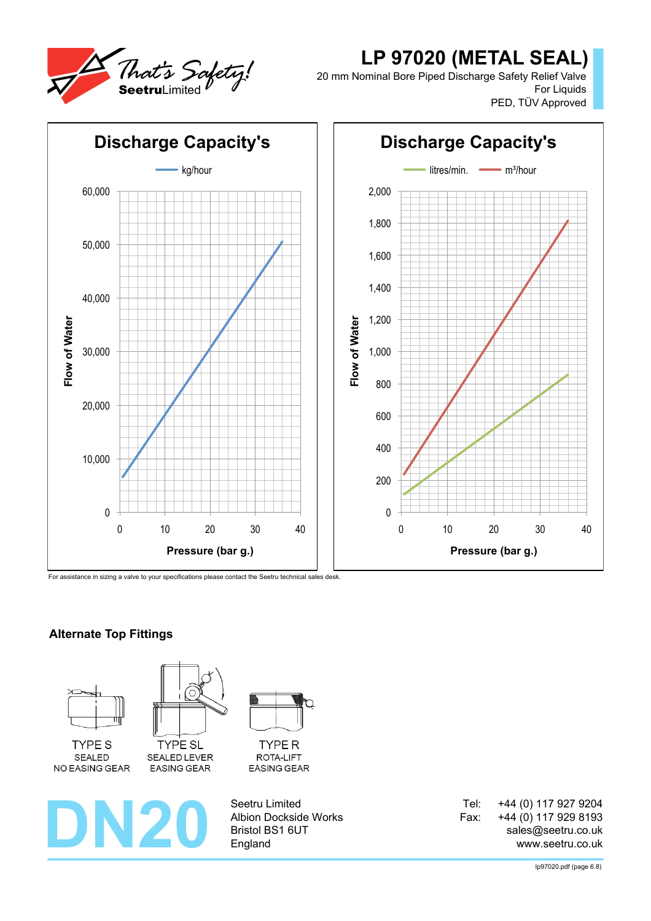That's Safety!
SeetruLimited

# LP 97020 (METAL SEAL)

20 mm Nominal Bore Piped Discharge Safety Relief Valve
For Liquids
PED, TÜV Approved

## Discharge Capacity's

kg/hour

Flow of Water

60,000
50,000
40,000
30,000
20,000
10,000
0

0 10 20 30 40

Pressure (bar g.)

## Discharge Capacity's

litres/min. m³/hour

Flow of Water

2,000
1,800
1,600
1,400
1,200
1,000
800
600
400
200
0

0 10 20 30 40

Pressure (bar g.)

For assistance in sizing a valve to your specifications please contact the Seetru technical sales desk.

### Alternate Top Fittings

TYPE S
SEALED
NO EASING GEAR

TYPE SL
SEALED LEVER
EASING GEAR

TYPE R
ROTA-LIFT
EASING GEAR

DN20

Seetru Limited
Albion Dockside Works
Bristol BS1 6UT
England

Tel: +44 (0) 117 927 9204
Fax: +44 (0) 117 929 8193
sales@seetru.co.uk
www.seetru.co.uk

lp97020.pdf (page 6.8)